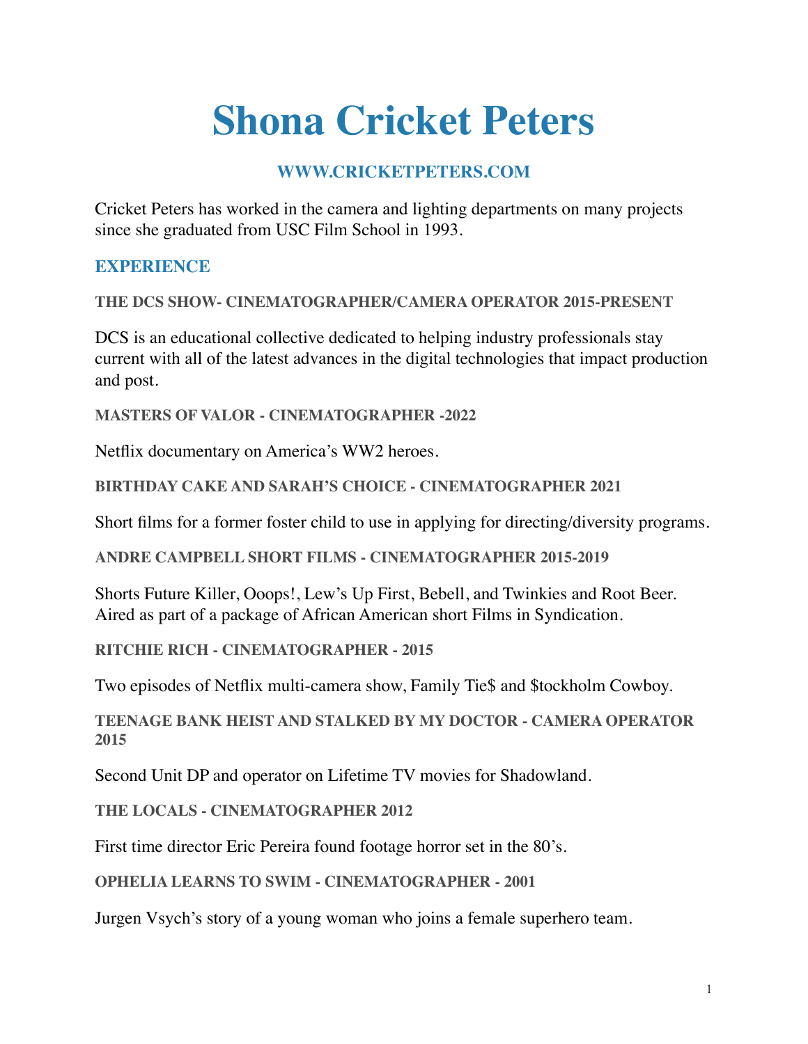# Shona Cricket Peters

## WWW.CRICKETPETERS.COM

Cricket Peters has worked in the camera and lighting departments on many projects since she graduated from USC Film School in 1993.

## EXPERIENCE

### THE DCS SHOW- CINEMATOGRAPHER/CAMERA OPERATOR 2015-PRESENT

DCS is an educational collective dedicated to helping industry professionals stay current with all of the latest advances in the digital technologies that impact production and post.

### MASTERS OF VALOR - CINEMATOGRAPHER -2022

Netflix documentary on America's WW2 heroes.

### BIRTHDAY CAKE AND SARAH'S CHOICE - CINEMATOGRAPHER 2021

Short films for a former foster child to use in applying for directing/diversity programs.

### ANDRE CAMPBELL SHORT FILMS - CINEMATOGRAPHER 2015-2019

Shorts Future Killer, Ooops!, Lew's Up First, Bebell, and Twinkies and Root Beer. Aired as part of a package of African American short Films in Syndication.

### RITCHIE RICH - CINEMATOGRAPHER - 2015

Two episodes of Netflix multi-camera show, Family Tie$ and $tockholm Cowboy.

### TEENAGE BANK HEIST AND STALKED BY MY DOCTOR - CAMERA OPERATOR 2015

Second Unit DP and operator on Lifetime TV movies for Shadowland.

### THE LOCALS - CINEMATOGRAPHER 2012

First time director Eric Pereira found footage horror set in the 80's.

### OPHELIA LEARNS TO SWIM - CINEMATOGRAPHER - 2001

Jurgen Vsych's story of a young woman who joins a female superhero team.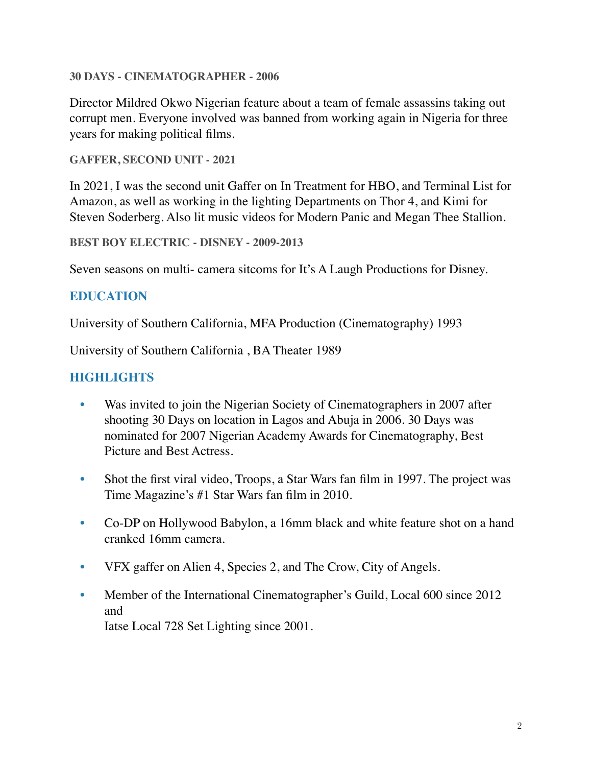### 30 DAYS - CINEMATOGRAPHER - 2006

Director Mildred Okwo Nigerian feature about a team of female assassins taking out corrupt men. Everyone involved was banned from working again in Nigeria for three years for making political films.

### GAFFER, SECOND UNIT - 2021

In 2021, I was the second unit Gaffer on In Treatment for HBO, and Terminal List for Amazon, as well as working in the lighting Departments on Thor 4, and Kimi for Steven Soderberg. Also lit music videos for Modern Panic and Megan Thee Stallion.

### BEST BOY ELECTRIC - DISNEY - 2009-2013

Seven seasons on multi- camera sitcoms for It's A Laugh Productions for Disney.

## EDUCATION

University of Southern California, MFA Production (Cinematography) 1993

University of Southern California , BA Theater 1989

## HIGHLIGHTS

- Was invited to join the Nigerian Society of Cinematographers in 2007 after shooting 30 Days on location in Lagos and Abuja in 2006. 30 Days was nominated for 2007 Nigerian Academy Awards for Cinematography, Best Picture and Best Actress.
- Shot the first viral video, Troops, a Star Wars fan film in 1997. The project was Time Magazine's #1 Star Wars fan film in 2010.
- Co-DP on Hollywood Babylon, a 16mm black and white feature shot on a hand cranked 16mm camera.
- VFX gaffer on Alien 4, Species 2, and The Crow, City of Angels.
- Member of the International Cinematographer's Guild, Local 600 since 2012 and
  Iatse Local 728 Set Lighting since 2001.